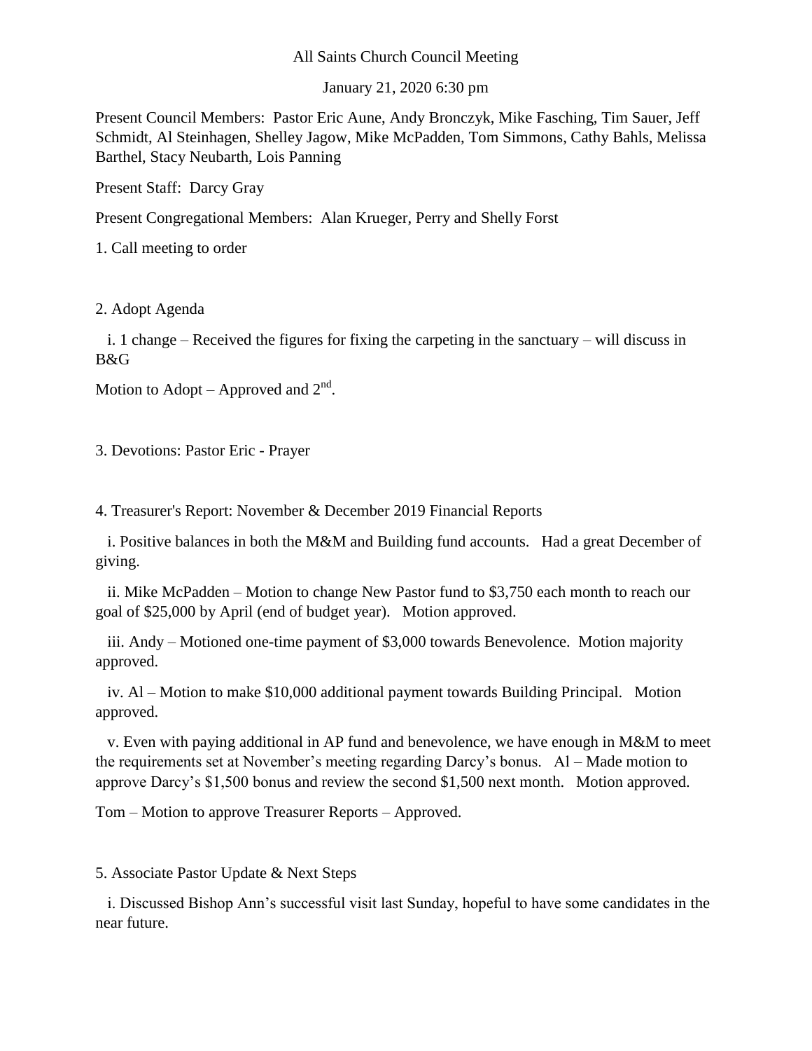All Saints Church Council Meeting

January 21, 2020 6:30 pm

Present Council Members: Pastor Eric Aune, Andy Bronczyk, Mike Fasching, Tim Sauer, Jeff Schmidt, Al Steinhagen, Shelley Jagow, Mike McPadden, Tom Simmons, Cathy Bahls, Melissa Barthel, Stacy Neubarth, Lois Panning

Present Staff: Darcy Gray

Present Congregational Members: Alan Krueger, Perry and Shelly Forst

1. Call meeting to order

2. Adopt Agenda

i. 1 change – Received the figures for fixing the carpeting in the sanctuary – will discuss in B&G

Motion to Adopt – Approved and 2nd.

3. Devotions: Pastor Eric - Prayer

4. Treasurer's Report: November & December 2019 Financial Reports

i. Positive balances in both the M&M and Building fund accounts. Had a great December of giving.

ii. Mike McPadden – Motion to change New Pastor fund to $3,750 each month to reach our goal of $25,000 by April (end of budget year). Motion approved.

iii. Andy – Motioned one-time payment of $3,000 towards Benevolence. Motion majority approved.

iv. Al – Motion to make $10,000 additional payment towards Building Principal. Motion approved.

v. Even with paying additional in AP fund and benevolence, we have enough in M&M to meet the requirements set at November's meeting regarding Darcy's bonus. Al – Made motion to approve Darcy's $1,500 bonus and review the second $1,500 next month. Motion approved.

Tom – Motion to approve Treasurer Reports – Approved.

5. Associate Pastor Update & Next Steps

i. Discussed Bishop Ann's successful visit last Sunday, hopeful to have some candidates in the near future.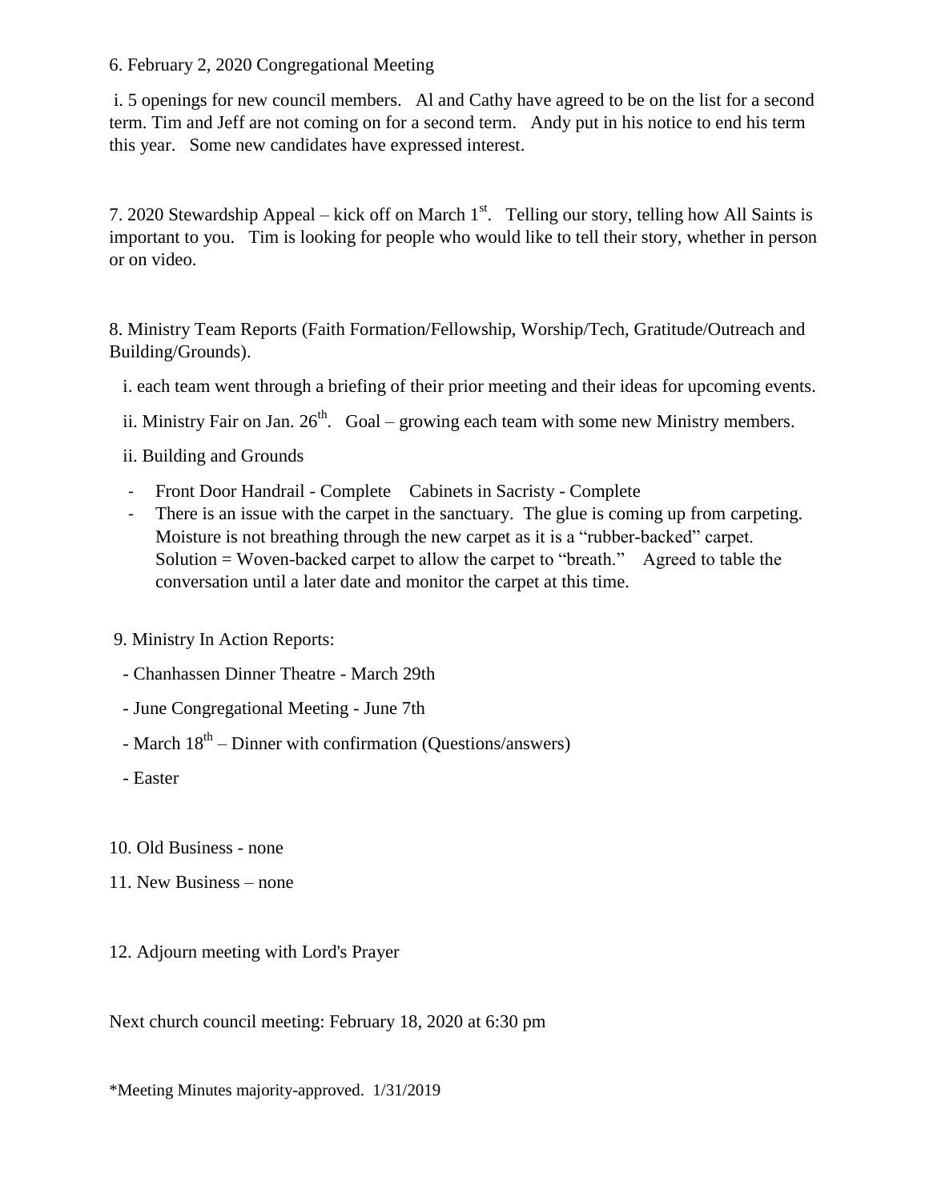6. February 2, 2020 Congregational Meeting

i. 5 openings for new council members. Al and Cathy have agreed to be on the list for a second term. Tim and Jeff are not coming on for a second term. Andy put in his notice to end his term this year. Some new candidates have expressed interest.

7. 2020 Stewardship Appeal – kick off on March 1st. Telling our story, telling how All Saints is important to you. Tim is looking for people who would like to tell their story, whether in person or on video.

8. Ministry Team Reports (Faith Formation/Fellowship, Worship/Tech, Gratitude/Outreach and Building/Grounds).

i. each team went through a briefing of their prior meeting and their ideas for upcoming events.

ii. Ministry Fair on Jan. 26th. Goal – growing each team with some new Ministry members.

ii. Building and Grounds

- Front Door Handrail - Complete    Cabinets in Sacristy - Complete
- There is an issue with the carpet in the sanctuary. The glue is coming up from carpeting. Moisture is not breathing through the new carpet as it is a "rubber-backed" carpet. Solution = Woven-backed carpet to allow the carpet to "breath." Agreed to table the conversation until a later date and monitor the carpet at this time.

9. Ministry In Action Reports:

- Chanhassen Dinner Theatre - March 29th
- June Congregational Meeting - June 7th
- March 18th – Dinner with confirmation (Questions/answers)
- Easter

10. Old Business - none

11. New Business – none

12. Adjourn meeting with Lord's Prayer

Next church council meeting: February 18, 2020 at 6:30 pm

*Meeting Minutes majority-approved. 1/31/2019